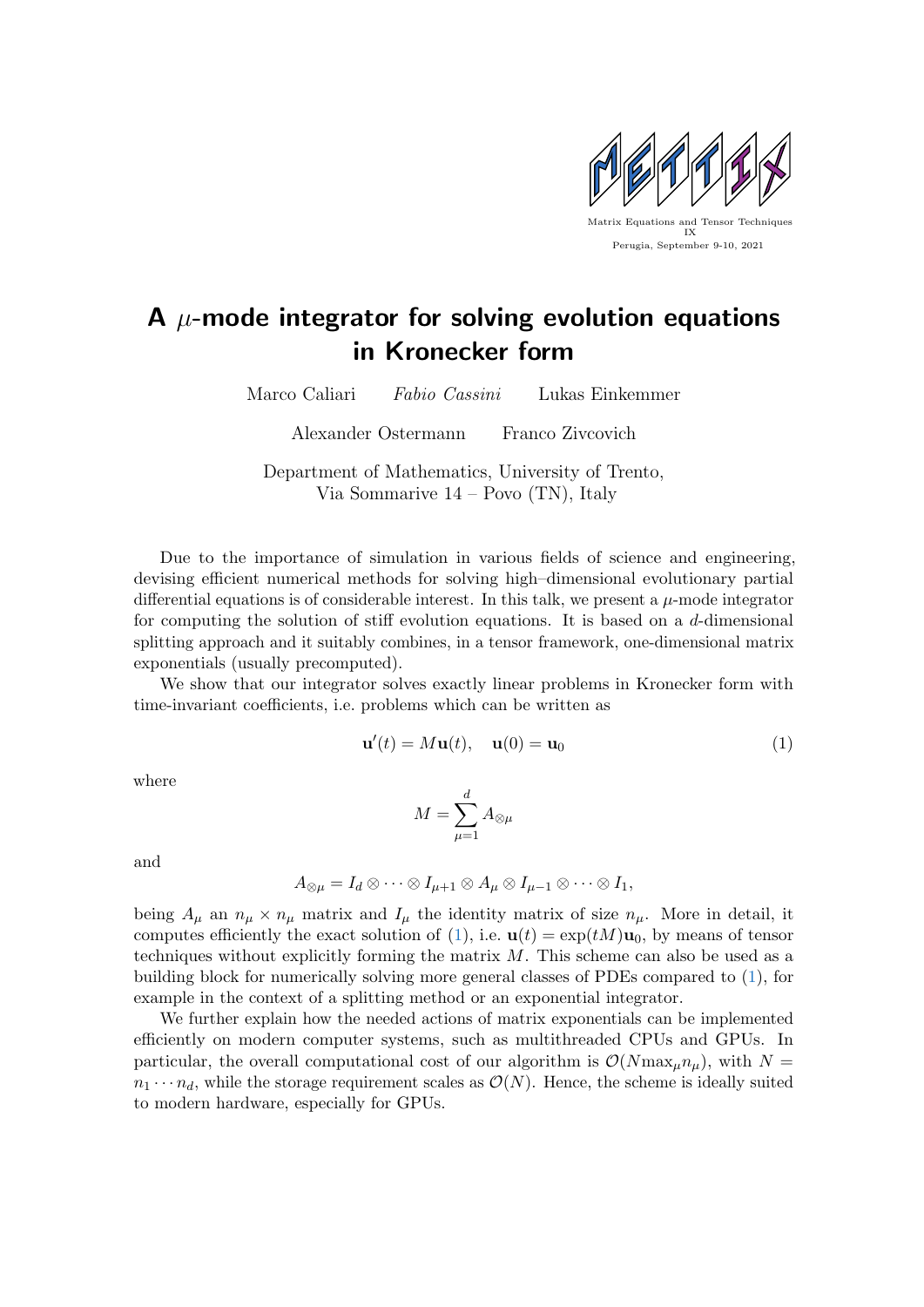Matrix Equations and Tensor Techniques IX
Perugia, September 9-10, 2021

# A $\mu$-mode integrator for solving evolution equations in Kronecker form

Marco Caliari    *Fabio Cassini*    Lukas Einkemmer

Alexander Ostermann    Franco Zivcovich

Department of Mathematics, University of Trento,
Via Sommarive 14 – Povo (TN), Italy

Due to the importance of simulation in various fields of science and engineering, devising efficient numerical methods for solving high–dimensional evolutionary partial differential equations is of considerable interest. In this talk, we present a $\mu$-mode integrator for computing the solution of stiff evolution equations. It is based on a $d$-dimensional splitting approach and it suitably combines, in a tensor framework, one-dimensional matrix exponentials (usually precomputed).

We show that our integrator solves exactly linear problems in Kronecker form with time-invariant coefficients, i.e. problems which can be written as

$$\mathbf{u}'(t) = M\mathbf{u}(t), \quad \mathbf{u}(0) = \mathbf{u}_0 \tag{1}$$

where

$$M = \sum_{\mu=1}^{d} A_{\otimes\mu}$$

and

$$A_{\otimes\mu} = I_d \otimes \cdots \otimes I_{\mu+1} \otimes A_\mu \otimes I_{\mu-1} \otimes \cdots \otimes I_1,$$

being $A_\mu$ an $n_\mu \times n_\mu$ matrix and $I_\mu$ the identity matrix of size $n_\mu$. More in detail, it computes efficiently the exact solution of (1), i.e. $\mathbf{u}(t) = \exp(tM)\mathbf{u}_0$, by means of tensor techniques without explicitly forming the matrix $M$. This scheme can also be used as a building block for numerically solving more general classes of PDEs compared to (1), for example in the context of a splitting method or an exponential integrator.

We further explain how the needed actions of matrix exponentials can be implemented efficiently on modern computer systems, such as multithreaded CPUs and GPUs. In particular, the overall computational cost of our algorithm is $\mathcal{O}(N \max_\mu n_\mu)$, with $N = n_1 \cdots n_d$, while the storage requirement scales as $\mathcal{O}(N)$. Hence, the scheme is ideally suited to modern hardware, especially for GPUs.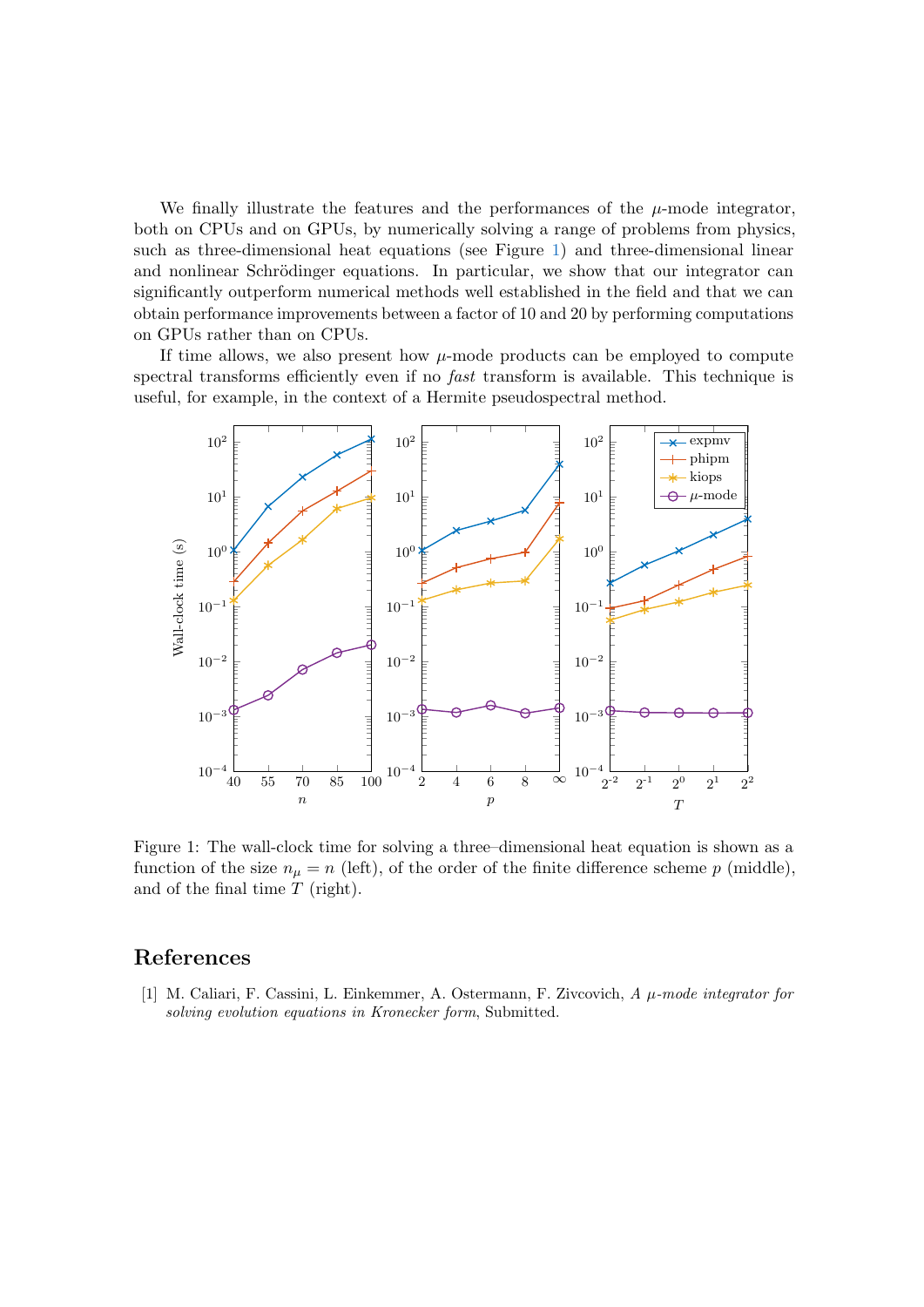We finally illustrate the features and the performances of the $\mu$-mode integrator, both on CPUs and on GPUs, by numerically solving a range of problems from physics, such as three-dimensional heat equations (see Figure 1) and three-dimensional linear and nonlinear Schrödinger equations. In particular, we show that our integrator can significantly outperform numerical methods well established in the field and that we can obtain performance improvements between a factor of 10 and 20 by performing computations on GPUs rather than on CPUs.

If time allows, we also present how $\mu$-mode products can be employed to compute spectral transforms efficiently even if no *fast* transform is available. This technique is useful, for example, in the context of a Hermite pseudospectral method.

Wall-clock time (s)

$10^{2}$
$10^{1}$
$10^{0}$
$10^{-1}$
$10^{-2}$
$10^{-3}$
$10^{-4}$

40 55 70 85 100
$n$

2 4 6 8 $\infty$
$p$

$2^{-2}$ $2^{-1}$ $2^{0}$ $2^{1}$ $2^{2}$
$T$

expmv
phipm
kiops
$\mu$-mode

Figure 1: The wall-clock time for solving a three–dimensional heat equation is shown as a function of the size $n_\mu = n$ (left), of the order of the finite difference scheme $p$ (middle), and of the final time $T$ (right).

## References

[1] M. Caliari, F. Cassini, L. Einkemmer, A. Ostermann, F. Zivcovich, *A $\mu$-mode integrator for solving evolution equations in Kronecker form*, Submitted.